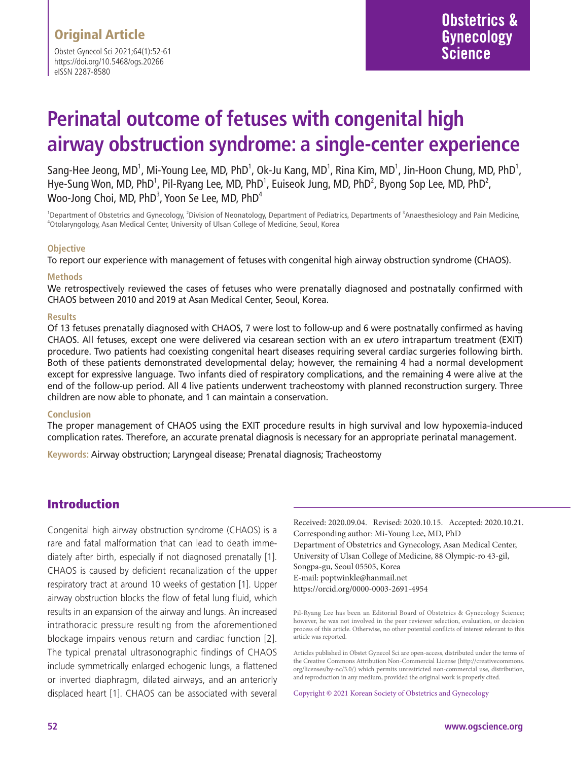Original Article

# Perinatal outcome of fetuses with congenital high airway obstruction syndrome: a single-center experience

Sang-Hee Jeong, MD[1], Mi-Young Lee, MD, PhD[1], Ok-Ju Kang, MD[1], Rina Kim, MD[1], Jin-Hoon Chung, MD, PhD[1], Hye-Sung Won, MD, PhD[1], Pil-Ryang Lee, MD, PhD[1], Euiseok Jung, MD, PhD[2], Byong Sop Lee, MD, PhD[2], Woo-Jong Choi, MD, PhD[3], Yoon Se Lee, MD, PhD[4]

[1]Department of Obstetrics and Gynecology, [2]Division of Neonatology, Department of Pediatrics, Departments of [3]Anaesthesiology and Pain Medicine, [4]Otolaryngology, Asan Medical Center, University of Ulsan College of Medicine, Seoul, Korea

**Objective**

To report our experience with management of fetuses with congenital high airway obstruction syndrome (CHAOS).

**Methods**

We retrospectively reviewed the cases of fetuses who were prenatally diagnosed and postnatally confirmed with CHAOS between 2010 and 2019 at Asan Medical Center, Seoul, Korea.

**Results**

Of 13 fetuses prenatally diagnosed with CHAOS, 7 were lost to follow-up and 6 were postnatally confirmed as having CHAOS. All fetuses, except one were delivered via cesarean section with an *ex utero* intrapartum treatment (EXIT) procedure. Two patients had coexisting congenital heart diseases requiring several cardiac surgeries following birth. Both of these patients demonstrated developmental delay; however, the remaining 4 had a normal development except for expressive language. Two infants died of respiratory complications, and the remaining 4 were alive at the end of the follow-up period. All 4 live patients underwent tracheostomy with planned reconstruction surgery. Three children are now able to phonate, and 1 can maintain a conservation.

**Conclusion**

The proper management of CHAOS using the EXIT procedure results in high survival and low hypoxemia-induced complication rates. Therefore, an accurate prenatal diagnosis is necessary for an appropriate perinatal management.

**Keywords:** Airway obstruction; Laryngeal disease; Prenatal diagnosis; Tracheostomy

## Introduction

Congenital high airway obstruction syndrome (CHAOS) is a rare and fatal malformation that can lead to death immediately after birth, especially if not diagnosed prenatally [1]. CHAOS is caused by deficient recanalization of the upper respiratory tract at around 10 weeks of gestation [1]. Upper airway obstruction blocks the flow of fetal lung fluid, which results in an expansion of the airway and lungs. An increased intrathoracic pressure resulting from the aforementioned blockage impairs venous return and cardiac function [2]. The typical prenatal ultrasonographic findings of CHAOS include symmetrically enlarged echogenic lungs, a flattened or inverted diaphragm, dilated airways, and an anteriorly displaced heart [1]. CHAOS can be associated with several

Received: 2020.09.04. Revised: 2020.10.15. Accepted: 2020.10.21.
Corresponding author: Mi-Young Lee, MD, PhD
Department of Obstetrics and Gynecology, Asan Medical Center, University of Ulsan College of Medicine, 88 Olympic-ro 43-gil, Songpa-gu, Seoul 05505, Korea
E-mail: poptwinkle@hanmail.net
https://orcid.org/0000-0003-2691-4954

Pil-Ryang Lee has been an Editorial Board of Obstetrics & Gynecology Science; however, he was not involved in the peer reviewer selection, evaluation, or decision process of this article. Otherwise, no other potential conflicts of interest relevant to this article was reported.

Articles published in Obstet Gynecol Sci are open-access, distributed under the terms of the Creative Commons Attribution Non-Commercial License (http://creativecommons.org/licenses/by-nc/3.0/) which permits unrestricted non-commercial use, distribution, and reproduction in any medium, provided the original work is properly cited.

Copyright © 2021 Korean Society of Obstetrics and Gynecology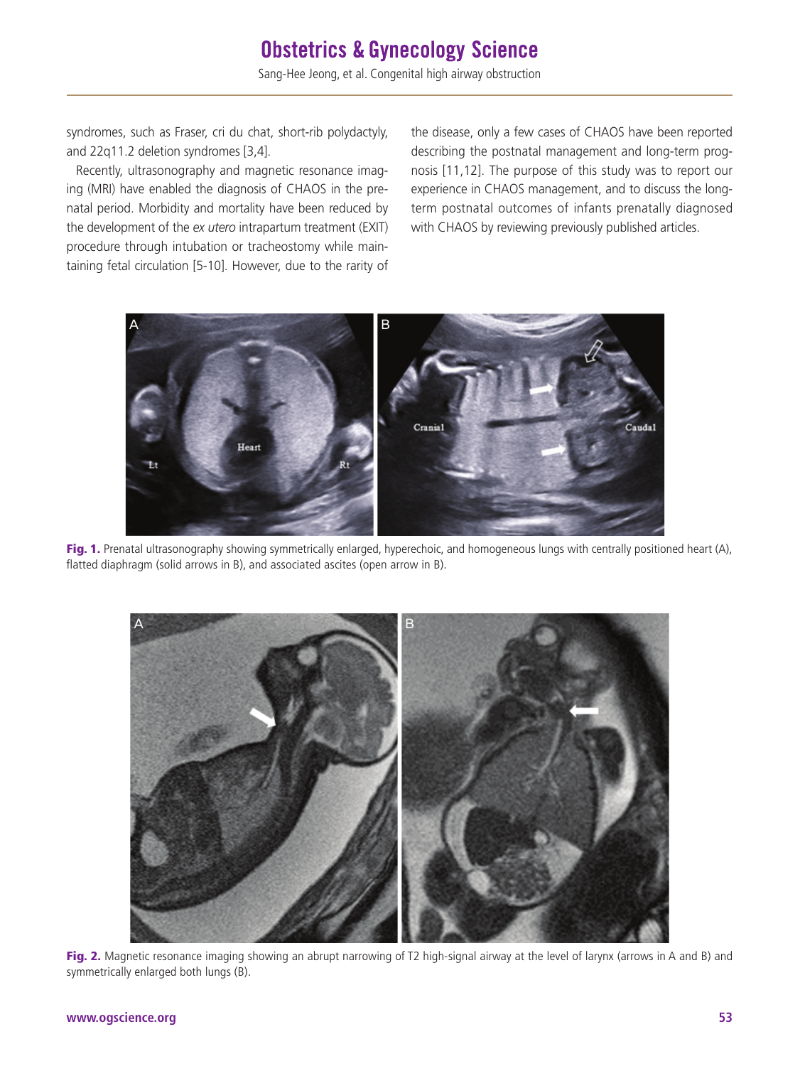syndromes, such as Fraser, cri du chat, short-rib polydactyly, and 22q11.2 deletion syndromes [3,4].

Recently, ultrasonography and magnetic resonance imaging (MRI) have enabled the diagnosis of CHAOS in the prenatal period. Morbidity and mortality have been reduced by the development of the *ex utero* intrapartum treatment (EXIT) procedure through intubation or tracheostomy while maintaining fetal circulation [5-10]. However, due to the rarity of the disease, only a few cases of CHAOS have been reported describing the postnatal management and long-term prognosis [11,12]. The purpose of this study was to report our experience in CHAOS management, and to discuss the long-term postnatal outcomes of infants prenatally diagnosed with CHAOS by reviewing previously published articles.

**Fig. 1.** Prenatal ultrasonography showing symmetrically enlarged, hyperechoic, and homogeneous lungs with centrally positioned heart (A), flatted diaphragm (solid arrows in B), and associated ascites (open arrow in B).

**Fig. 2.** Magnetic resonance imaging showing an abrupt narrowing of T2 high-signal airway at the level of larynx (arrows in A and B) and symmetrically enlarged both lungs (B).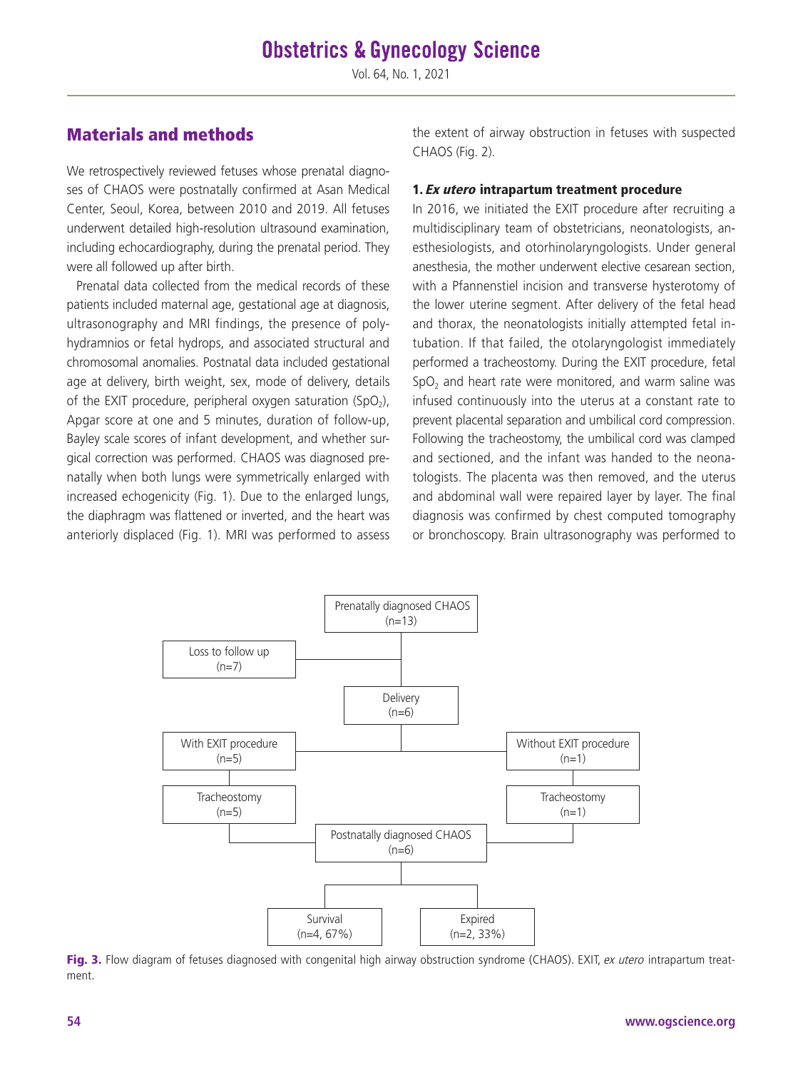## Materials and methods

We retrospectively reviewed fetuses whose prenatal diagnoses of CHAOS were postnatally confirmed at Asan Medical Center, Seoul, Korea, between 2010 and 2019. All fetuses underwent detailed high-resolution ultrasound examination, including echocardiography, during the prenatal period. They were all followed up after birth.

Prenatal data collected from the medical records of these patients included maternal age, gestational age at diagnosis, ultrasonography and MRI findings, the presence of polyhydramnios or fetal hydrops, and associated structural and chromosomal anomalies. Postnatal data included gestational age at delivery, birth weight, sex, mode of delivery, details of the EXIT procedure, peripheral oxygen saturation ($SpO_2$), Apgar score at one and 5 minutes, duration of follow-up, Bayley scale scores of infant development, and whether surgical correction was performed. CHAOS was diagnosed prenatally when both lungs were symmetrically enlarged with increased echogenicity (Fig. 1). Due to the enlarged lungs, the diaphragm was flattened or inverted, and the heart was anteriorly displaced (Fig. 1). MRI was performed to assess the extent of airway obstruction in fetuses with suspected CHAOS (Fig. 2).

### 1. *Ex utero* intrapartum treatment procedure

In 2016, we initiated the EXIT procedure after recruiting a multidisciplinary team of obstetricians, neonatologists, anesthesiologists, and otorhinolaryngologists. Under general anesthesia, the mother underwent elective cesarean section, with a Pfannenstiel incision and transverse hysterotomy of the lower uterine segment. After delivery of the fetal head and thorax, the neonatologists initially attempted fetal intubation. If that failed, the otolaryngologist immediately performed a tracheostomy. During the EXIT procedure, fetal $SpO_2$ and heart rate were monitored, and warm saline was infused continuously into the uterus at a constant rate to prevent placental separation and umbilical cord compression. Following the tracheostomy, the umbilical cord was clamped and sectioned, and the infant was handed to the neonatologists. The placenta was then removed, and the uterus and abdominal wall were repaired layer by layer. The final diagnosis was confirmed by chest computed tomography or bronchoscopy. Brain ultrasonography was performed to

Prenatally diagnosed CHAOS (n=13) → Loss to follow up (n=7); Delivery (n=6) → With EXIT procedure (n=5) → Tracheostomy (n=5); Without EXIT procedure (n=1) → Tracheostomy (n=1) → Postnatally diagnosed CHAOS (n=6) → Survival (n=4, 67%); Expired (n=2, 33%)

**Fig. 3.** Flow diagram of fetuses diagnosed with congenital high airway obstruction syndrome (CHAOS). EXIT, *ex utero* intrapartum treatment.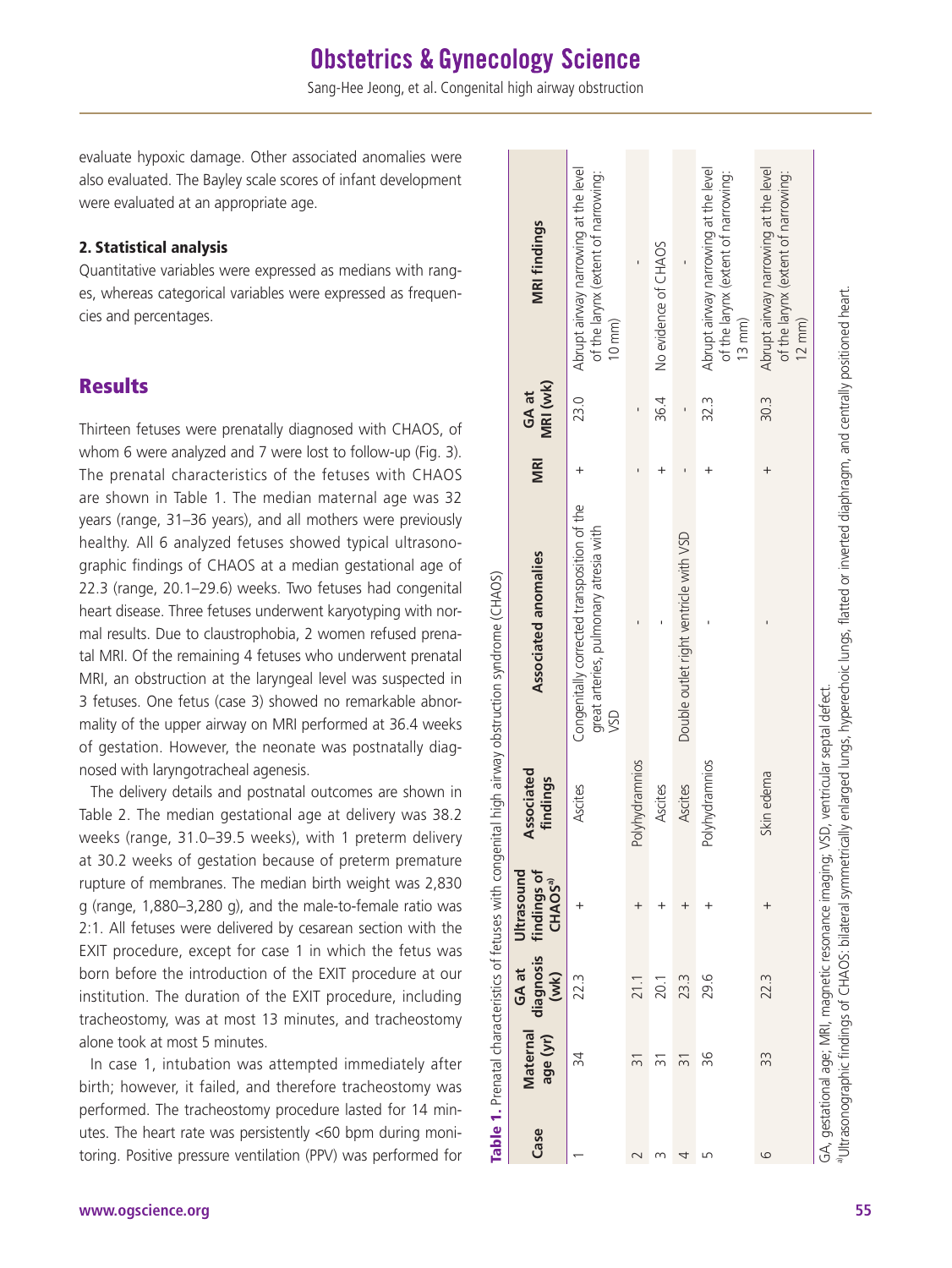evaluate hypoxic damage. Other associated anomalies were also evaluated. The Bayley scale scores of infant development were evaluated at an appropriate age.

### 2. Statistical analysis

Quantitative variables were expressed as medians with ranges, whereas categorical variables were expressed as frequencies and percentages.

## Results

Thirteen fetuses were prenatally diagnosed with CHAOS, of whom 6 were analyzed and 7 were lost to follow-up (Fig. 3). The prenatal characteristics of the fetuses with CHAOS are shown in Table 1. The median maternal age was 32 years (range, 31–36 years), and all mothers were previously healthy. All 6 analyzed fetuses showed typical ultrasonographic findings of CHAOS at a median gestational age of 22.3 (range, 20.1–29.6) weeks. Two fetuses had congenital heart disease. Three fetuses underwent karyotyping with normal results. Due to claustrophobia, 2 women refused prenatal MRI. Of the remaining 4 fetuses who underwent prenatal MRI, an obstruction at the laryngeal level was suspected in 3 fetuses. One fetus (case 3) showed no remarkable abnormality of the upper airway on MRI performed at 36.4 weeks of gestation. However, the neonate was postnatally diagnosed with laryngotracheal agenesis.

The delivery details and postnatal outcomes are shown in Table 2. The median gestational age at delivery was 38.2 weeks (range, 31.0–39.5 weeks), with 1 preterm delivery at 30.2 weeks of gestation because of preterm premature rupture of membranes. The median birth weight was 2,830 g (range, 1,880–3,280 g), and the male-to-female ratio was 2:1. All fetuses were delivered by cesarean section with the EXIT procedure, except for case 1 in which the fetus was born before the introduction of the EXIT procedure at our institution. The duration of the EXIT procedure, including tracheostomy, was at most 13 minutes, and tracheostomy alone took at most 5 minutes.

In case 1, intubation was attempted immediately after birth; however, it failed, and therefore tracheostomy was performed. The tracheostomy procedure lasted for 14 minutes. The heart rate was persistently <60 bpm during monitoring. Positive pressure ventilation (PPV) was performed for

**Table 1.** Prenatal characteristics of fetuses with congenital high airway obstruction syndrome (CHAOS)

| Case | Maternal age (yr) | GA at diagnosis (wk) | Ultrasound findings of CHAOS[a] | Associated findings | Associated anomalies | MRI | GA at MRI (wk) | MRI findings |
|---|---|---|---|---|---|---|---|---|
| 1 | 34 | 22.3 | + | Ascites | Congenitally corrected transposition of the great arteries, pulmonary atresia with VSD | + | 23.0 | Abrupt airway narrowing at the level of the larynx (extent of narrowing: 10 mm) |
| 2 | 31 | 21.1 | + | Polyhydramnios | - | - | - | - |
| 3 | 31 | 20.1 | + | Ascites | - | + | 36.4 | No evidence of CHAOS |
| 4 | 31 | 23.3 | + | Ascites | Double outlet right ventricle with VSD | - | - | - |
| 5 | 36 | 29.6 | + | Polyhydramnios | - | + | 32.3 | Abrupt airway narrowing at the level of the larynx (extent of narrowing: 13 mm) |
| 6 | 33 | 22.3 | + | Skin edema | - | + | 30.3 | Abrupt airway narrowing at the level of the larynx (extent of narrowing: 12 mm) |

GA, gestational age; MRI, magnetic resonance imaging; VSD, ventricular septal defect.
[a]Ultrasonographic findings of CHAOS: bilateral symmetrically enlarged lungs, hyperechoic lungs, flatted or inverted diaphragm, and centrally positioned heart.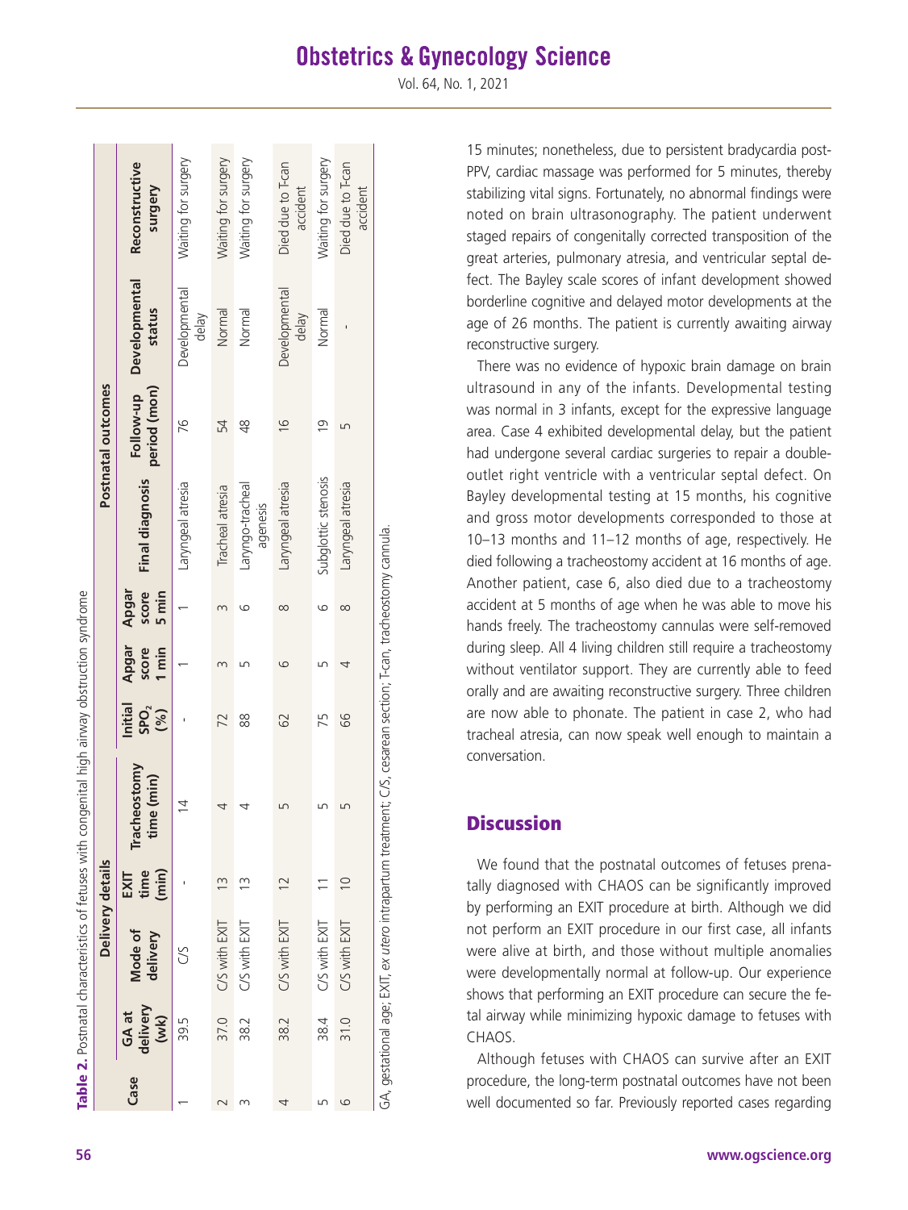**Table 2.** Postnatal characteristics of fetuses with congenital high airway obstruction syndrome

| Case | Delivery details | | | | | | | Postnatal outcomes | | | |
|---|---|---|---|---|---|---|---|---|---|---|---|
| | GA at delivery (wk) | Mode of delivery | EXIT time (min) | Tracheostomy time (min) | Initial $SpO_2$ (%) | Apgar score 1 min | Apgar score 5 min | Final diagnosis | Follow-up period (mon) | Developmental status | Reconstructive surgery |
| 1 | 39.5 | C/S | - | 14 | - | 1 | 1 | Laryngeal atresia | 76 | Developmental delay | Waiting for surgery |
| 2 | 37.0 | C/S with EXIT | 13 | 4 | 72 | 3 | 3 | Tracheal atresia | 54 | Normal | Waiting for surgery |
| 3 | 38.2 | C/S with EXIT | 13 | 4 | 88 | 5 | 6 | Laryngo-tracheal agenesis | 48 | Normal | Waiting for surgery |
| 4 | 38.2 | C/S with EXIT | 12 | 5 | 62 | 6 | 8 | Laryngeal atresia | 16 | Developmental delay | Died due to T-can accident |
| 5 | 38.4 | C/S with EXIT | 11 | 5 | 75 | 5 | 6 | Subglottic stenosis | 19 | Normal | Waiting for surgery |
| 6 | 31.0 | C/S with EXIT | 10 | 5 | 66 | 4 | 8 | Laryngeal atresia | 5 | - | Died due to T-can accident |

GA, gestational age; EXIT, *ex utero* intrapartum treatment; C/S, cesarean section; T-can, tracheostomy cannula.

15 minutes; nonetheless, due to persistent bradycardia post-PPV, cardiac massage was performed for 5 minutes, thereby stabilizing vital signs. Fortunately, no abnormal findings were noted on brain ultrasonography. The patient underwent staged repairs of congenitally corrected transposition of the great arteries, pulmonary atresia, and ventricular septal defect. The Bayley scale scores of infant development showed borderline cognitive and delayed motor developments at the age of 26 months. The patient is currently awaiting airway reconstructive surgery.

There was no evidence of hypoxic brain damage on brain ultrasound in any of the infants. Developmental testing was normal in 3 infants, except for the expressive language area. Case 4 exhibited developmental delay, but the patient had undergone several cardiac surgeries to repair a double-outlet right ventricle with a ventricular septal defect. On Bayley developmental testing at 15 months, his cognitive and gross motor developments corresponded to those at 10–13 months and 11–12 months of age, respectively. He died following a tracheostomy accident at 16 months of age. Another patient, case 6, also died due to a tracheostomy accident at 5 months of age when he was able to move his hands freely. The tracheostomy cannulas were self-removed during sleep. All 4 living children still require a tracheostomy without ventilator support. They are currently able to feed orally and are awaiting reconstructive surgery. Three children are now able to phonate. The patient in case 2, who had tracheal atresia, can now speak well enough to maintain a conversation.

## Discussion

We found that the postnatal outcomes of fetuses prenatally diagnosed with CHAOS can be significantly improved by performing an EXIT procedure at birth. Although we did not perform an EXIT procedure in our first case, all infants were alive at birth, and those without multiple anomalies were developmentally normal at follow-up. Our experience shows that performing an EXIT procedure can secure the fetal airway while minimizing hypoxic damage to fetuses with CHAOS.

Although fetuses with CHAOS can survive after an EXIT procedure, the long-term postnatal outcomes have not been well documented so far. Previously reported cases regarding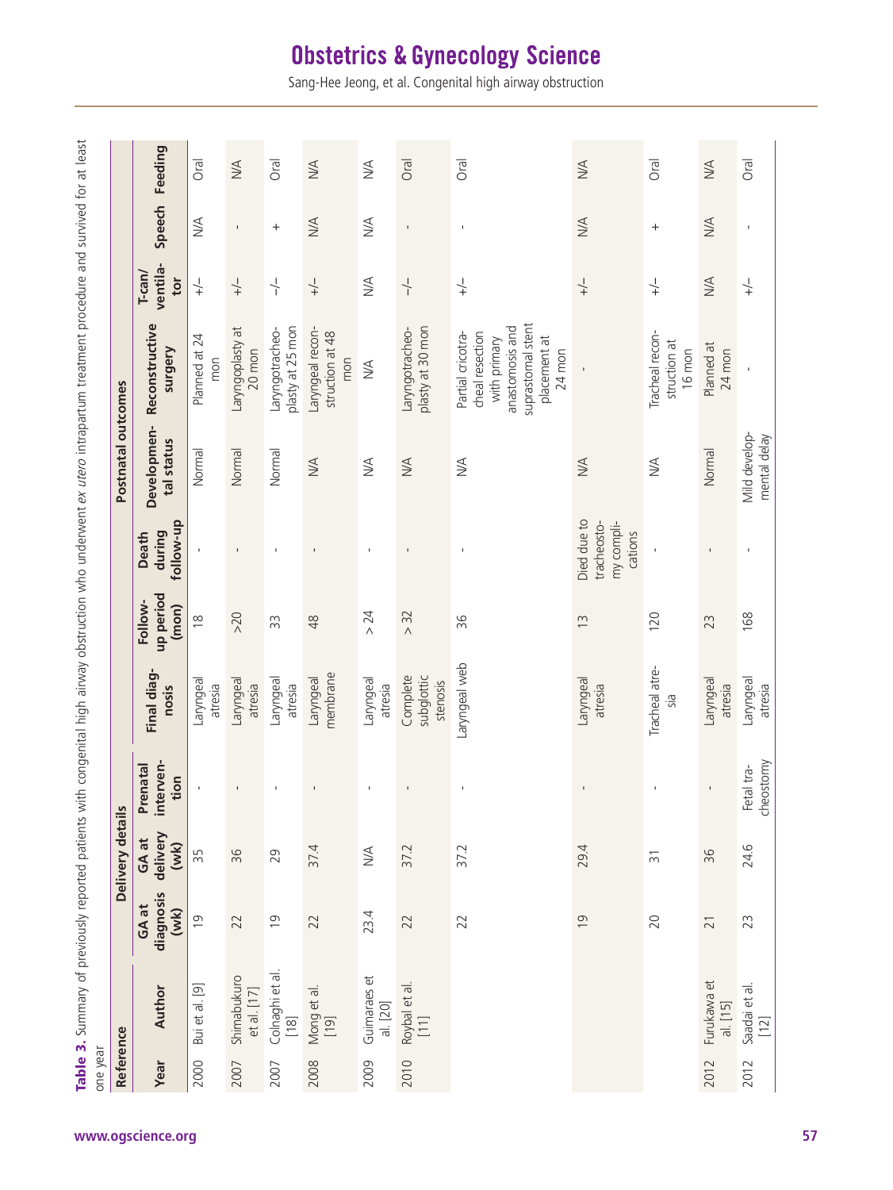**Table 3.** Summary of previously reported patients with congenital high airway obstruction who underwent *ex utero* intrapartum treatment procedure and survived for at least one year

| Reference | | Delivery details | | | | Postnatal outcomes | | | | | | |
|---|---|---|---|---|---|---|---|---|---|---|---|---|
| Year | Author | GA at diagnosis (wk) | GA at delivery (wk) | Prenatal intervention | Final diagnosis | Follow-up period (mon) | Death during follow-up | Developmental status | Reconstructive surgery | T-can/ventilator | Speech | Feeding |
| 2000 | Bui et al. [9] | 19 | 35 | - | Laryngeal atresia | 18 | - | Normal | Planned at 24 mon | +/- | N/A | Oral |
| 2007 | Shimabukuro et al. [17] | 22 | 36 | - | Laryngeal atresia | >20 | - | Normal | Laryngoplasty at 20 mon | +/- | - | N/A |
| 2007 | Colnaghi et al. [18] | 19 | 29 | - | Laryngeal atresia | 33 | - | Normal | Laryngotracheoplasty at 25 mon | -/- | + | Oral |
| 2008 | Mong et al. [19] | 22 | 37.4 | - | Laryngeal membrane | 48 | - | N/A | Laryngeal reconstruction at 48 mon | +/- | N/A | N/A |
| 2009 | Guimaraes et al. [20] | 23.4 | N/A | - | Laryngeal atresia | > 24 | - | N/A | N/A | N/A | N/A | N/A |
| 2010 | Roybal et al. [11] | 22 | 37.2 | - | Complete subglottic stenosis | > 32 | - | N/A | Laryngotracheoplasty at 30 mon | -/- | - | Oral |
| | | 22 | 37.2 | - | Laryngeal web | 36 | - | N/A | Partial cricotracheal resection with primary anastomosis and suprastomal stent placement at 24 mon | +/- | - | Oral |
| | | 19 | 29.4 | - | Laryngeal atresia | 13 | Died due to tracheostomy complications | N/A | - | +/- | N/A | N/A |
| | | 20 | 31 | - | Tracheal atresia | 120 | - | N/A | Tracheal reconstruction at 16 mon | +/- | + | Oral |
| 2012 | Furukawa et al. [15] | 21 | 36 | - | Laryngeal atresia | 23 | - | Normal | Planned at 24 mon | N/A | N/A | N/A |
| 2012 | Saadai et al. [12] | 23 | 24.6 | Fetal tracheostomy | Laryngeal atresia | 168 | - | Mild developmental delay | - | +/- | - | Oral |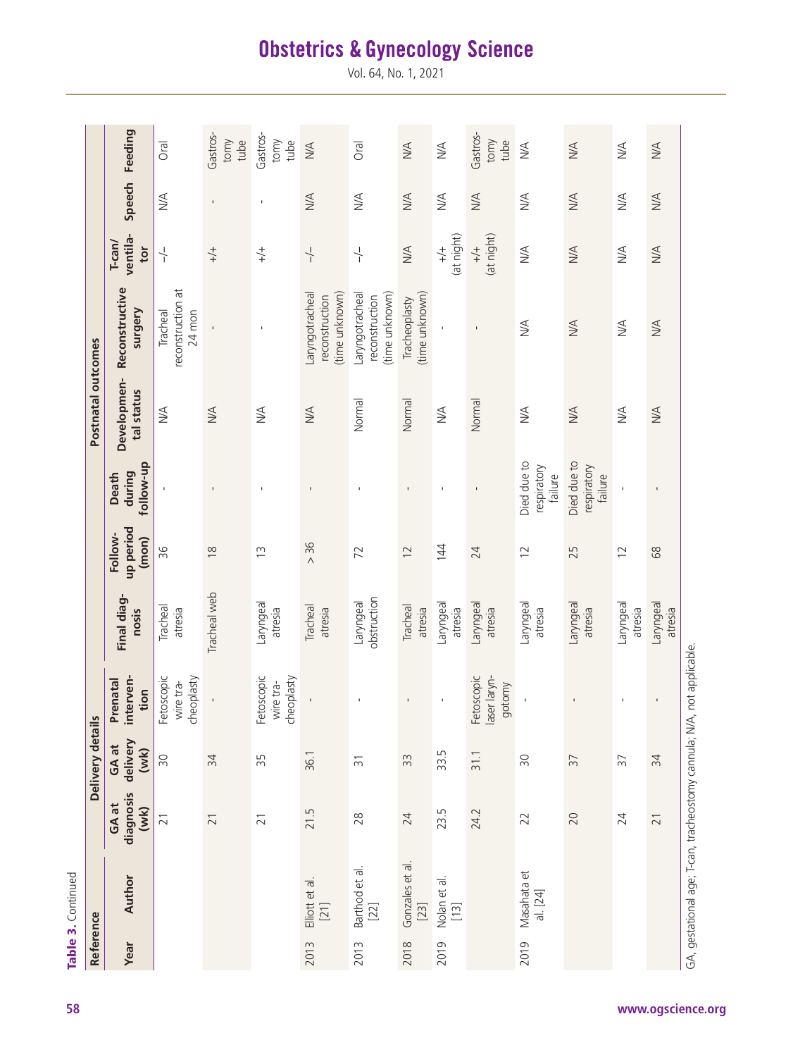**Table 3.** Continued

| Reference | | Delivery details | | | | Postnatal outcomes | | | | | | |
|---|---|---|---|---|---|---|---|---|---|---|---|---|
| Year | Author | GA at diagnosis (wk) | GA at delivery (wk) | Prenatal intervention | Final diagnosis | Follow-up period (mon) | Death during follow-up | Developmental status | Reconstructive surgery | T-can/ventilator | Speech | Feeding |
| | | 21 | 30 | Fetoscopic wire tracheoplasty | Tracheal atresia | 36 | - | N/A | Tracheal reconstruction at 24 mon | –/– | N/A | Oral |
| | | 21 | 34 | - | Tracheal web | 18 | - | N/A | - | +/+ | - | Gastrostomy tube |
| | | 21 | 35 | Fetoscopic wire tracheoplasty | Laryngeal atresia | 13 | - | N/A | - | +/+ | - | Gastrostomy tube |
| 2013 | Elliott et al. [21] | 21.5 | 36.1 | - | Tracheal atresia | > 36 | - | N/A | Laryngotracheal reconstruction (time unknown) | –/– | N/A | N/A |
| 2013 | Barthod et al. [22] | 28 | 31 | - | Laryngeal obstruction | 72 | - | Normal | Laryngotracheal reconstruction (time unknown) | –/– | N/A | Oral |
| 2018 | Gonzales et al. [23] | 24 | 33 | - | Tracheal atresia | 12 | - | Normal | Tracheoplasty (time unknown) | N/A | N/A | N/A |
| 2019 | Nolan et al. [13] | 23.5 | 33.5 | - | Laryngeal atresia | 144 | - | N/A | - | +/+ (at night) | N/A | N/A |
| | | 24.2 | 31.1 | Fetoscopic laser laryngotomy | Laryngeal atresia | 24 | - | Normal | - | +/+ (at night) | N/A | Gastrostomy tube |
| 2019 | Masahata et al. [24] | 22 | 30 | - | Laryngeal atresia | 12 | Died due to respiratory failure | N/A | N/A | N/A | N/A | N/A |
| | | 20 | 37 | - | Laryngeal atresia | 25 | Died due to respiratory failure | N/A | N/A | N/A | N/A | N/A |
| | | 24 | 37 | - | Laryngeal atresia | 12 | - | N/A | N/A | N/A | N/A | N/A |
| | | 21 | 34 | - | Laryngeal atresia | 68 | - | N/A | N/A | N/A | N/A | N/A |

GA, gestational age; T-can, tracheostomy cannula; N/A, not applicable.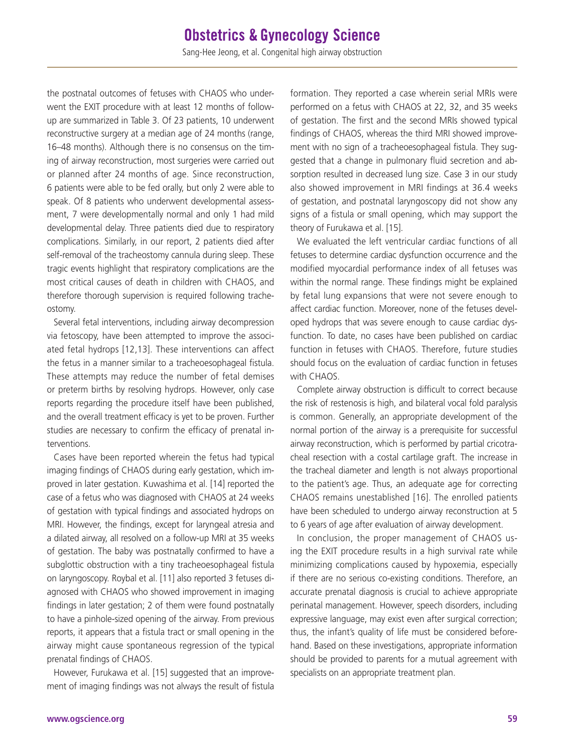the postnatal outcomes of fetuses with CHAOS who underwent the EXIT procedure with at least 12 months of follow-up are summarized in Table 3. Of 23 patients, 10 underwent reconstructive surgery at a median age of 24 months (range, 16–48 months). Although there is no consensus on the timing of airway reconstruction, most surgeries were carried out or planned after 24 months of age. Since reconstruction, 6 patients were able to be fed orally, but only 2 were able to speak. Of 8 patients who underwent developmental assessment, 7 were developmentally normal and only 1 had mild developmental delay. Three patients died due to respiratory complications. Similarly, in our report, 2 patients died after self-removal of the tracheostomy cannula during sleep. These tragic events highlight that respiratory complications are the most critical causes of death in children with CHAOS, and therefore thorough supervision is required following tracheostomy.

Several fetal interventions, including airway decompression via fetoscopy, have been attempted to improve the associated fetal hydrops [12,13]. These interventions can affect the fetus in a manner similar to a tracheoesophageal fistula. These attempts may reduce the number of fetal demises or preterm births by resolving hydrops. However, only case reports regarding the procedure itself have been published, and the overall treatment efficacy is yet to be proven. Further studies are necessary to confirm the efficacy of prenatal interventions.

Cases have been reported wherein the fetus had typical imaging findings of CHAOS during early gestation, which improved in later gestation. Kuwashima et al. [14] reported the case of a fetus who was diagnosed with CHAOS at 24 weeks of gestation with typical findings and associated hydrops on MRI. However, the findings, except for laryngeal atresia and a dilated airway, all resolved on a follow-up MRI at 35 weeks of gestation. The baby was postnatally confirmed to have a subglottic obstruction with a tiny tracheoesophageal fistula on laryngoscopy. Roybal et al. [11] also reported 3 fetuses diagnosed with CHAOS who showed improvement in imaging findings in later gestation; 2 of them were found postnatally to have a pinhole-sized opening of the airway. From previous reports, it appears that a fistula tract or small opening in the airway might cause spontaneous regression of the typical prenatal findings of CHAOS.

However, Furukawa et al. [15] suggested that an improvement of imaging findings was not always the result of fistula formation. They reported a case wherein serial MRIs were performed on a fetus with CHAOS at 22, 32, and 35 weeks of gestation. The first and the second MRIs showed typical findings of CHAOS, whereas the third MRI showed improvement with no sign of a tracheoesophageal fistula. They suggested that a change in pulmonary fluid secretion and absorption resulted in decreased lung size. Case 3 in our study also showed improvement in MRI findings at 36.4 weeks of gestation, and postnatal laryngoscopy did not show any signs of a fistula or small opening, which may support the theory of Furukawa et al. [15].

We evaluated the left ventricular cardiac functions of all fetuses to determine cardiac dysfunction occurrence and the modified myocardial performance index of all fetuses was within the normal range. These findings might be explained by fetal lung expansions that were not severe enough to affect cardiac function. Moreover, none of the fetuses developed hydrops that was severe enough to cause cardiac dysfunction. To date, no cases have been published on cardiac function in fetuses with CHAOS. Therefore, future studies should focus on the evaluation of cardiac function in fetuses with CHAOS.

Complete airway obstruction is difficult to correct because the risk of restenosis is high, and bilateral vocal fold paralysis is common. Generally, an appropriate development of the normal portion of the airway is a prerequisite for successful airway reconstruction, which is performed by partial cricotracheal resection with a costal cartilage graft. The increase in the tracheal diameter and length is not always proportional to the patient's age. Thus, an adequate age for correcting CHAOS remains unestablished [16]. The enrolled patients have been scheduled to undergo airway reconstruction at 5 to 6 years of age after evaluation of airway development.

In conclusion, the proper management of CHAOS using the EXIT procedure results in a high survival rate while minimizing complications caused by hypoxemia, especially if there are no serious co-existing conditions. Therefore, an accurate prenatal diagnosis is crucial to achieve appropriate perinatal management. However, speech disorders, including expressive language, may exist even after surgical correction; thus, the infant's quality of life must be considered beforehand. Based on these investigations, appropriate information should be provided to parents for a mutual agreement with specialists on an appropriate treatment plan.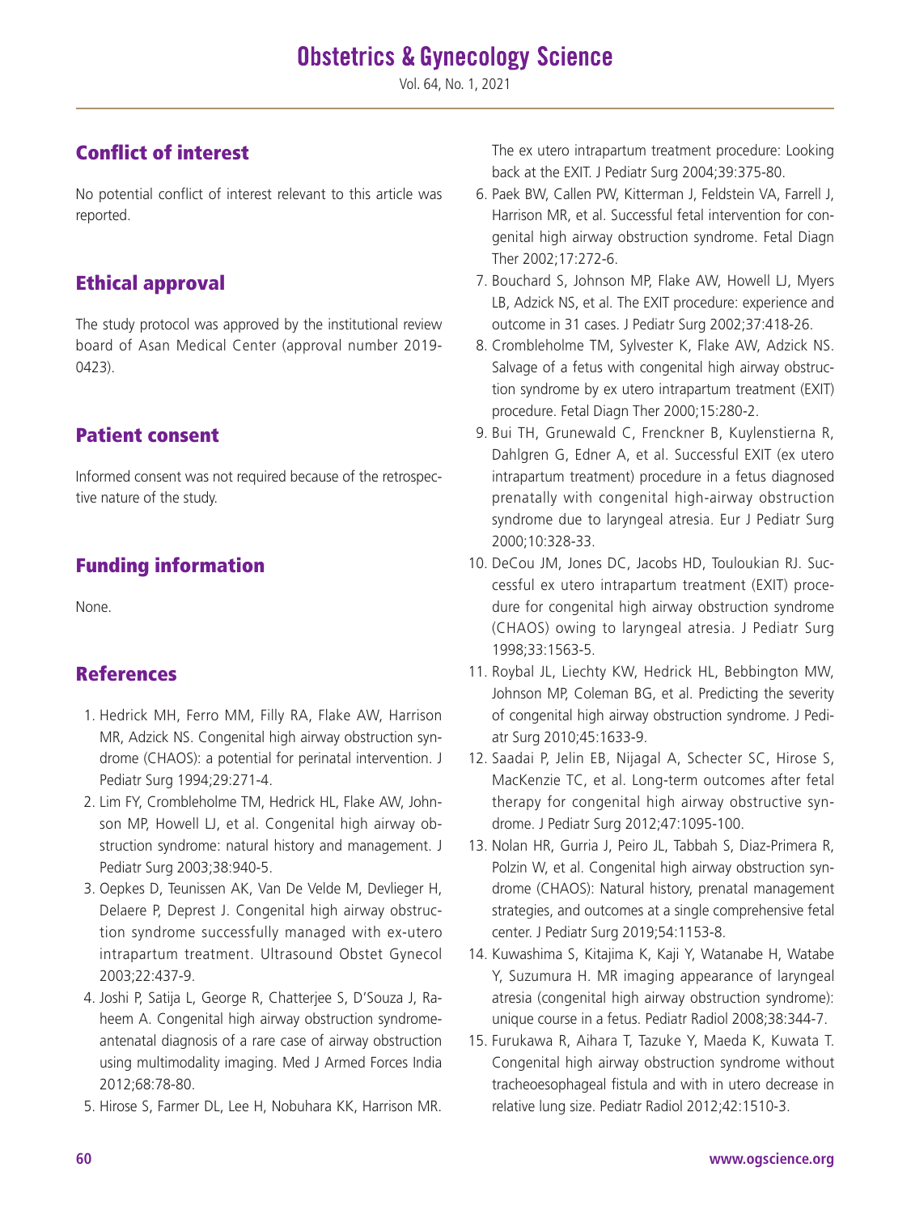## Conflict of interest

No potential conflict of interest relevant to this article was reported.

## Ethical approval

The study protocol was approved by the institutional review board of Asan Medical Center (approval number 2019-0423).

## Patient consent

Informed consent was not required because of the retrospective nature of the study.

## Funding information

None.

## References

1. Hedrick MH, Ferro MM, Filly RA, Flake AW, Harrison MR, Adzick NS. Congenital high airway obstruction syndrome (CHAOS): a potential for perinatal intervention. J Pediatr Surg 1994;29:271-4.
2. Lim FY, Crombleholme TM, Hedrick HL, Flake AW, Johnson MP, Howell LJ, et al. Congenital high airway obstruction syndrome: natural history and management. J Pediatr Surg 2003;38:940-5.
3. Oepkes D, Teunissen AK, Van De Velde M, Devlieger H, Delaere P, Deprest J. Congenital high airway obstruction syndrome successfully managed with ex-utero intrapartum treatment. Ultrasound Obstet Gynecol 2003;22:437-9.
4. Joshi P, Satija L, George R, Chatterjee S, D'Souza J, Raheem A. Congenital high airway obstruction syndrome-antenatal diagnosis of a rare case of airway obstruction using multimodality imaging. Med J Armed Forces India 2012;68:78-80.
5. Hirose S, Farmer DL, Lee H, Nobuhara KK, Harrison MR. The ex utero intrapartum treatment procedure: Looking back at the EXIT. J Pediatr Surg 2004;39:375-80.
6. Paek BW, Callen PW, Kitterman J, Feldstein VA, Farrell J, Harrison MR, et al. Successful fetal intervention for congenital high airway obstruction syndrome. Fetal Diagn Ther 2002;17:272-6.
7. Bouchard S, Johnson MP, Flake AW, Howell LJ, Myers LB, Adzick NS, et al. The EXIT procedure: experience and outcome in 31 cases. J Pediatr Surg 2002;37:418-26.
8. Crombleholme TM, Sylvester K, Flake AW, Adzick NS. Salvage of a fetus with congenital high airway obstruction syndrome by ex utero intrapartum treatment (EXIT) procedure. Fetal Diagn Ther 2000;15:280-2.
9. Bui TH, Grunewald C, Frenckner B, Kuylenstierna R, Dahlgren G, Edner A, et al. Successful EXIT (ex utero intrapartum treatment) procedure in a fetus diagnosed prenatally with congenital high-airway obstruction syndrome due to laryngeal atresia. Eur J Pediatr Surg 2000;10:328-33.
10. DeCou JM, Jones DC, Jacobs HD, Touloukian RJ. Successful ex utero intrapartum treatment (EXIT) procedure for congenital high airway obstruction syndrome (CHAOS) owing to laryngeal atresia. J Pediatr Surg 1998;33:1563-5.
11. Roybal JL, Liechty KW, Hedrick HL, Bebbington MW, Johnson MP, Coleman BG, et al. Predicting the severity of congenital high airway obstruction syndrome. J Pediatr Surg 2010;45:1633-9.
12. Saadai P, Jelin EB, Nijagal A, Schecter SC, Hirose S, MacKenzie TC, et al. Long-term outcomes after fetal therapy for congenital high airway obstructive syndrome. J Pediatr Surg 2012;47:1095-100.
13. Nolan HR, Gurria J, Peiro JL, Tabbah S, Diaz-Primera R, Polzin W, et al. Congenital high airway obstruction syndrome (CHAOS): Natural history, prenatal management strategies, and outcomes at a single comprehensive fetal center. J Pediatr Surg 2019;54:1153-8.
14. Kuwashima S, Kitajima K, Kaji Y, Watanabe H, Watabe Y, Suzumura H. MR imaging appearance of laryngeal atresia (congenital high airway obstruction syndrome): unique course in a fetus. Pediatr Radiol 2008;38:344-7.
15. Furukawa R, Aihara T, Tazuke Y, Maeda K, Kuwata T. Congenital high airway obstruction syndrome without tracheoesophageal fistula and with in utero decrease in relative lung size. Pediatr Radiol 2012;42:1510-3.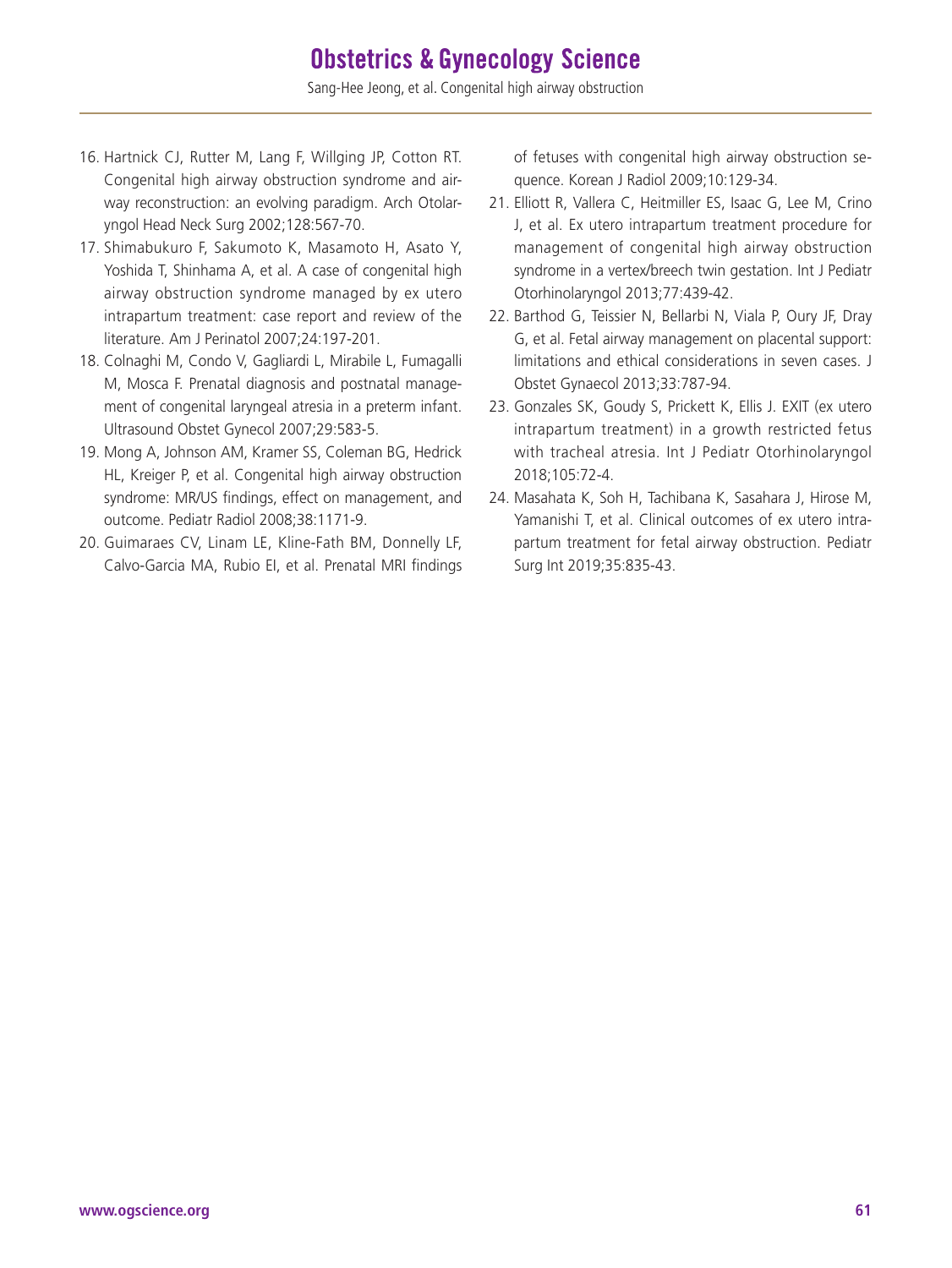16. Hartnick CJ, Rutter M, Lang F, Willging JP, Cotton RT. Congenital high airway obstruction syndrome and airway reconstruction: an evolving paradigm. Arch Otolaryngol Head Neck Surg 2002;128:567-70.
17. Shimabukuro F, Sakumoto K, Masamoto H, Asato Y, Yoshida T, Shinhama A, et al. A case of congenital high airway obstruction syndrome managed by ex utero intrapartum treatment: case report and review of the literature. Am J Perinatol 2007;24:197-201.
18. Colnaghi M, Condo V, Gagliardi L, Mirabile L, Fumagalli M, Mosca F. Prenatal diagnosis and postnatal management of congenital laryngeal atresia in a preterm infant. Ultrasound Obstet Gynecol 2007;29:583-5.
19. Mong A, Johnson AM, Kramer SS, Coleman BG, Hedrick HL, Kreiger P, et al. Congenital high airway obstruction syndrome: MR/US findings, effect on management, and outcome. Pediatr Radiol 2008;38:1171-9.
20. Guimaraes CV, Linam LE, Kline-Fath BM, Donnelly LF, Calvo-Garcia MA, Rubio EI, et al. Prenatal MRI findings of fetuses with congenital high airway obstruction sequence. Korean J Radiol 2009;10:129-34.
21. Elliott R, Vallera C, Heitmiller ES, Isaac G, Lee M, Crino J, et al. Ex utero intrapartum treatment procedure for management of congenital high airway obstruction syndrome in a vertex/breech twin gestation. Int J Pediatr Otorhinolaryngol 2013;77:439-42.
22. Barthod G, Teissier N, Bellarbi N, Viala P, Oury JF, Dray G, et al. Fetal airway management on placental support: limitations and ethical considerations in seven cases. J Obstet Gynaecol 2013;33:787-94.
23. Gonzales SK, Goudy S, Prickett K, Ellis J. EXIT (ex utero intrapartum treatment) in a growth restricted fetus with tracheal atresia. Int J Pediatr Otorhinolaryngol 2018;105:72-4.
24. Masahata K, Soh H, Tachibana K, Sasahara J, Hirose M, Yamanishi T, et al. Clinical outcomes of ex utero intrapartum treatment for fetal airway obstruction. Pediatr Surg Int 2019;35:835-43.